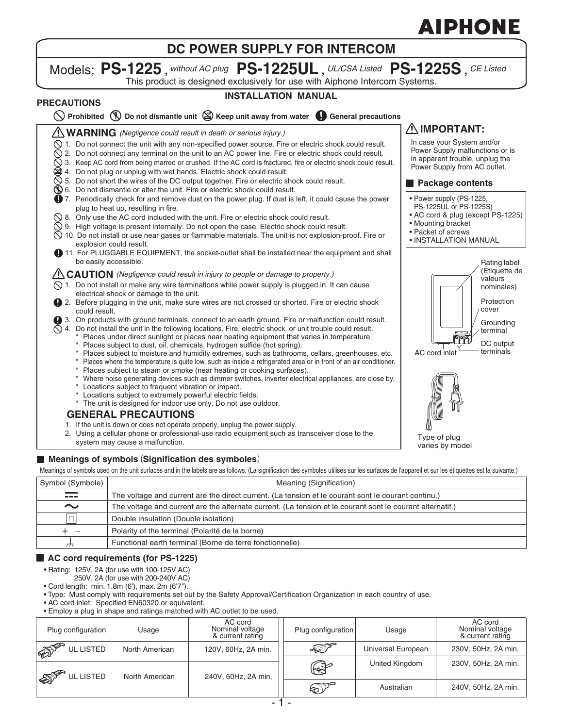AIPHONE

# DC POWER SUPPLY FOR INTERCOM

Models; **PS-1225**, *without AC plug* **PS-1225UL**, *UL/CSA Listed* **PS-1225S**, *CE Listed*

This product is designed exclusively for use with Aiphone Intercom Systems.

## INSTALLATION MANUAL

### PRECAUTIONS

Prohibited | Do not dismantle unit | Keep unit away from water | General precautions

### ⚠ WARNING *(Negligence could result in death or serious injury.)*

1. Do not connect the unit with any non-specified power source. Fire or electric shock could result.
2. Do not connect any terminal on the unit to an AC power line. Fire or electric shock could result.
3. Keep AC cord from being marred or crushed. If the AC cord is fractured, fire or electric shock could result.
4. Do not plug or unplug with wet hands. Electric shock could result.
5. Do not short the wires of the DC output together. Fire or electric shock could result.
6. Do not dismantle or alter the unit. Fire or electric shock could result.
7. Periodically check for and remove dust on the power plug. If dust is left, it could cause the power plug to heat up, resulting in fire.
8. Only use the AC cord included with the unit. Fire or electric shock could result.
9. High voltage is present internally. Do not open the case. Electric shock could result.
10. Do not install or use near gases or flammable materials. The unit is not explosion-proof. Fire or explosion could result.
11. For PLUGGABLE EQUIPMENT, the socket-outlet shall be installed near the equipment and shall be easily accessible.

### ⚠ CAUTION *(Negligence could result in injury to people or damage to property.)*

1. Do not install or make any wire terminations while power supply is plugged in. It can cause electrical shock or damage to the unit.
2. Before plugging in the unit, make sure wires are not crossed or shorted. Fire or electric shock could result.
3. On products with ground terminals, connect to an earth ground. Fire or malfunction could result.
4. Do not install the unit in the following locations. Fire, electric shock, or unit trouble could result.
   * Places under direct sunlight or places near heating equipment that varies in temperature.
   * Places subject to dust, oil, chemicals, hydrogen sulfide (hot spring).
   * Places subject to moisture and humidity extremes, such as bathrooms, cellars, greenhouses, etc.
   * Places where the temperature is quite low, such as inside a refrigerated area or in front of an air conditioner.
   * Places subject to steam or smoke (near heating or cooking surfaces).
   * Where noise generating devices such as dimmer switches, inverter electrical appliances, are close by.
   * Locations subject to frequent vibration or impact.
   * Locations subject to extremely powerful electric fields.
   * The unit is designed for indoor use only. Do not use outdoor.

### GENERAL PRECAUTIONS

1. If the unit is down or does not operate properly, unplug the power supply.
2. Using a cellular phone or professional-use radio equipment such as transceiver close to the system may cause a malfunction.

### ⚠ IMPORTANT:

In case your System and/or Power Supply malfunctions or is in apparent trouble, unplug the Power Supply from AC outlet.

### Package contents

- Power supply (PS-1225, PS-1225UL or PS-1225S)
- AC cord & plug (except PS-1225)
- Mounting bracket
- Packet of screws
- INSTALLATION MANUAL

Rating label (Étiquette de valeurs nominales)

Protection cover

Grounding terminal

DC output terminals

AC cord inlet

Type of plug varies by model

### Meanings of symbols (Signification des symboles)

Meanings of symbols used on the unit surfaces and in the labels are as follows. (La signification des symboles utilisés sur les surfaces de l'appareil et sur les étiquettes est la suivante.)

| Symbol (Symbole) | Meaning (Signification) |
|---|---|
| ⎓ | The voltage and current are the direct current. (La tension et le courant sont le courant continu.) |
| ~ | The voltage and current are the alternate current. (La tension et le courant sont le courant alternatif.) |
| ⧈ | Double insulation (Double isolation) |
| + − | Polarity of the terminal (Polarité de la borne) |
| ⏚ | Functional earth terminal (Borne de terre fonctionnelle) |

### AC cord requirements (for PS-1225)

- Rating: 125V, 2A (for use with 100-125V AC)
  250V, 2A (for use with 200-240V AC)
- Cord length: min. 1.8m (6'), max. 2m (6'7").
- Type: Must comply with requirements set out by the Safety Approval/Certification Organization in each country of use.
- AC cord inlet: Specified EN60320 or equivalent.
- Employ a plug in shape and ratings matched with AC outlet to be used.

| Plug configuration | Usage | AC cord Nominal voltage & current rating |
|---|---|---|
| UL LISTED | North American | 120V, 60Hz, 2A min. |
| UL LISTED | North American | 240V, 60Hz, 2A min. |
| | Universal European | 230V, 50Hz, 2A min. |
| | United Kingdom | 230V, 50Hz, 2A min. |
| | Australian | 240V, 50Hz, 2A min. |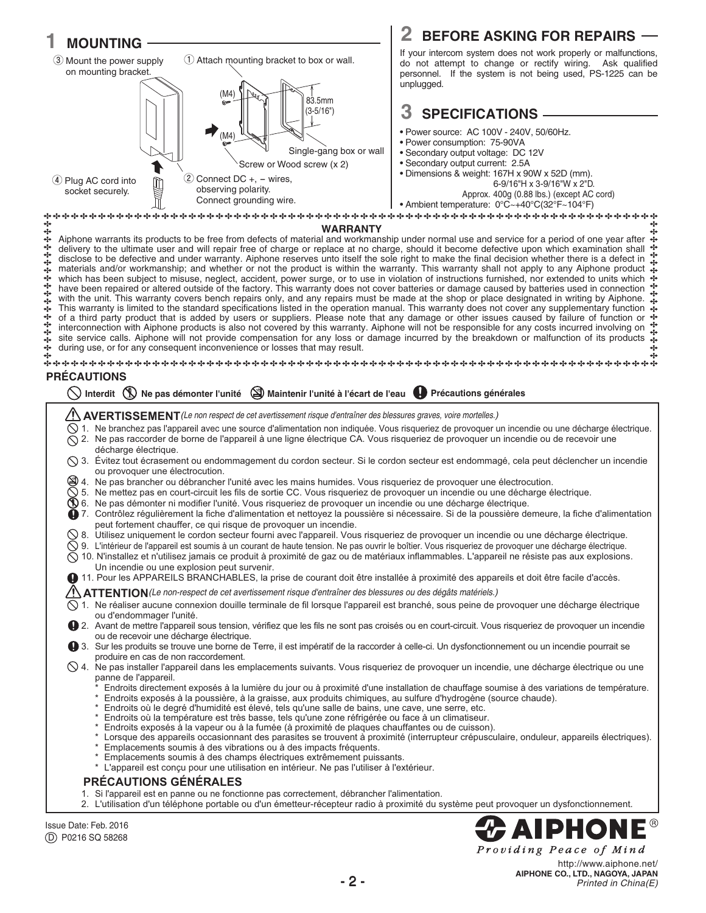# 1 MOUNTING

③ Mount the power supply on mounting bracket.

① Attach mounting bracket to box or wall.

(M4)

83.5mm (3-5/16")

(M4)

Single-gang box or wall

Screw or Wood screw (x 2)

④ Plug AC cord into socket securely.

② Connect DC +, − wires, observing polarity. Connect grounding wire.

# 2 BEFORE ASKING FOR REPAIRS

If your intercom system does not work properly or malfunctions, do not attempt to change or rectify wiring. Ask qualified personnel. If the system is not being used, PS-1225 can be unplugged.

# 3 SPECIFICATIONS

- Power source: AC 100V - 240V, 50/60Hz.
- Power consumption: 75-90VA
- Secondary output voltage: DC 12V
- Secondary output current: 2.5A
- Dimensions & weight: 167H x 90W x 52D (mm). 6-9/16"H x 3-9/16"W x 2"D. Approx. 400g (0.88 lbs.) (except AC cord)
- Ambient temperature: 0°C~+40°C(32°F~104°F)

## WARRANTY

Aiphone warrants its products to be free from defects of material and workmanship under normal use and service for a period of one year after delivery to the ultimate user and will repair free of charge or replace at no charge, should it become defective upon which examination shall disclose to be defective and under warranty. Aiphone reserves unto itself the sole right to make the final decision whether there is a defect in materials and/or workmanship; and whether or not the product is within the warranty. This warranty shall not apply to any Aiphone product which has been subject to misuse, neglect, accident, power surge, or to use in violation of instructions furnished, nor extended to units which have been repaired or altered outside of the factory. This warranty does not cover batteries or damage caused by batteries used in connection with the unit. This warranty covers bench repairs only, and any repairs must be made at the shop or place designated in writing by Aiphone. This warranty is limited to the standard specifications listed in the operation manual. This warranty does not cover any supplementary function of a third party product that is added by users or suppliers. Please note that any damage or other issues caused by failure of function or interconnection with Aiphone products is also not covered by this warranty. Aiphone will not be responsible for any costs incurred involving on site service calls. Aiphone will not provide compensation for any loss or damage incurred by the breakdown or malfunction of its products during use, or for any consequent inconvenience or losses that may result.

## PRÉCAUTIONS

**Interdit** **Ne pas démonter l'unité** **Maintenir l'unité à l'écart de l'eau** **Précautions générales**

### AVERTISSEMENT *(Le non respect de cet avertissement risque d'entraîner des blessures graves, voire mortelles.)*

1. Ne branchez pas l'appareil avec une source d'alimentation non indiquée. Vous risqueriez de provoquer un incendie ou une décharge électrique.
2. Ne pas raccorder de borne de l'appareil à une ligne électrique CA. Vous risqueriez de provoquer un incendie ou de recevoir une décharge électrique.
3. Évitez tout écrasement ou endommagement du cordon secteur. Si le cordon secteur est endommagé, cela peut déclencher un incendie ou provoquer une électrocution.
4. Ne pas brancher ou débrancher l'unité avec les mains humides. Vous risqueriez de provoquer une électrocution.
5. Ne mettez pas en court-circuit les fils de sortie CC. Vous risqueriez de provoquer un incendie ou une décharge électrique.
6. Ne pas démonter ni modifier l'unité. Vous risqueriez de provoquer un incendie ou une décharge électrique.
7. Contrôlez régulièrement la fiche d'alimentation et nettoyez la poussière si nécessaire. Si de la poussière demeure, la fiche d'alimentation peut fortement chauffer, ce qui risque de provoquer un incendie.
8. Utilisez uniquement le cordon secteur fourni avec l'appareil. Vous risqueriez de provoquer un incendie ou une décharge électrique.
9. L'intérieur de l'appareil est soumis à un courant de haute tension. Ne pas ouvrir le boîtier. Vous risqueriez de provoquer une décharge électrique.
10. N'installez et n'utilisez jamais ce produit à proximité de gaz ou de matériaux inflammables. L'appareil ne résiste pas aux explosions. Un incendie ou une explosion peut survenir.
11. Pour les APPAREILS BRANCHABLES, la prise de courant doit être installée à proximité des appareils et doit être facile d'accès.

### ATTENTION *(Le non-respect de cet avertissement risque d'entraîner des blessures ou des dégâts matériels.)*

1. Ne réaliser aucune connexion douille terminale de fil lorsque l'appareil est branché, sous peine de provoquer une décharge électrique ou d'endommager l'unité.
2. Avant de mettre l'appareil sous tension, vérifiez que les fils ne sont pas croisés ou en court-circuit. Vous risqueriez de provoquer un incendie ou de recevoir une décharge électrique.
3. Sur les produits se trouve une borne de Terre, il est impératif de la raccorder à celle-ci. Un dysfonctionnement ou un incendie pourrait se produire en cas de non raccordement.
4. Ne pas installer l'appareil dans les emplacements suivants. Vous risqueriez de provoquer un incendie, une décharge électrique ou une panne de l'appareil.
   * Endroits directement exposés à la lumière du jour ou à proximité d'une installation de chauffage soumise à des variations de température.
   * Endroits exposés à la poussière, à la graisse, aux produits chimiques, au sulfure d'hydrogène (source chaude).
   * Endroits où le degré d'humidité est élevé, tels qu'une salle de bains, une cave, une serre, etc.
   * Endroits où la température est très basse, tels qu'une zone réfrigérée ou face à un climatiseur.
   * Endroits exposés à la vapeur ou à la fumée (à proximité de plaques chauffantes ou de cuisson).
   * Lorsque des appareils occasionnant des parasites se trouvent à proximité (interrupteur crépusculaire, onduleur, appareils électriques).
   * Emplacements soumis à des vibrations ou à des impacts fréquents.
   * Emplacements soumis à des champs électriques extrêmement puissants.
   * L'appareil est conçu pour une utilisation en intérieur. Ne pas l'utiliser à l'extérieur.

### PRÉCAUTIONS GÉNÉRALES

1. Si l'appareil est en panne ou ne fonctionne pas correctement, débrancher l'alimentation.
2. L'utilisation d'un téléphone portable ou d'un émetteur-récepteur radio à proximité du système peut provoquer un dysfonctionnement.

Issue Date: Feb. 2016
Ⓓ P0216 SQ 58268

AIPHONE®
*Providing Peace of Mind*

http://www.aiphone.net/
**AIPHONE CO., LTD., NAGOYA, JAPAN**
*Printed in China(E)*